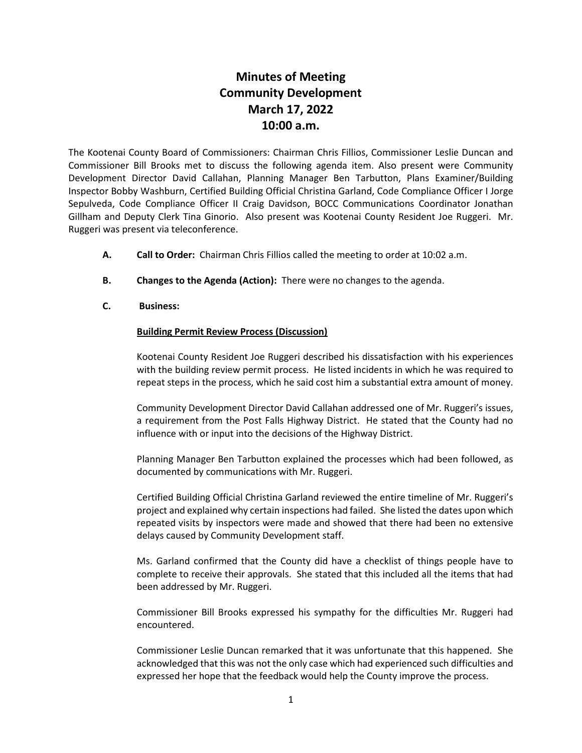# Minutes of Meeting
# Community Development
# March 17, 2022
# 10:00 a.m.

The Kootenai County Board of Commissioners: Chairman Chris Fillios, Commissioner Leslie Duncan and Commissioner Bill Brooks met to discuss the following agenda item. Also present were Community Development Director David Callahan, Planning Manager Ben Tarbutton, Plans Examiner/Building Inspector Bobby Washburn, Certified Building Official Christina Garland, Code Compliance Officer I Jorge Sepulveda, Code Compliance Officer II Craig Davidson, BOCC Communications Coordinator Jonathan Gillham and Deputy Clerk Tina Ginorio. Also present was Kootenai County Resident Joe Ruggeri. Mr. Ruggeri was present via teleconference.

**A. Call to Order:** Chairman Chris Fillios called the meeting to order at 10:02 a.m.

**B. Changes to the Agenda (Action):** There were no changes to the agenda.

**C. Business:**

**Building Permit Review Process (Discussion)**

Kootenai County Resident Joe Ruggeri described his dissatisfaction with his experiences with the building review permit process. He listed incidents in which he was required to repeat steps in the process, which he said cost him a substantial extra amount of money.

Community Development Director David Callahan addressed one of Mr. Ruggeri's issues, a requirement from the Post Falls Highway District. He stated that the County had no influence with or input into the decisions of the Highway District.

Planning Manager Ben Tarbutton explained the processes which had been followed, as documented by communications with Mr. Ruggeri.

Certified Building Official Christina Garland reviewed the entire timeline of Mr. Ruggeri's project and explained why certain inspections had failed. She listed the dates upon which repeated visits by inspectors were made and showed that there had been no extensive delays caused by Community Development staff.

Ms. Garland confirmed that the County did have a checklist of things people have to complete to receive their approvals. She stated that this included all the items that had been addressed by Mr. Ruggeri.

Commissioner Bill Brooks expressed his sympathy for the difficulties Mr. Ruggeri had encountered.

Commissioner Leslie Duncan remarked that it was unfortunate that this happened. She acknowledged that this was not the only case which had experienced such difficulties and expressed her hope that the feedback would help the County improve the process.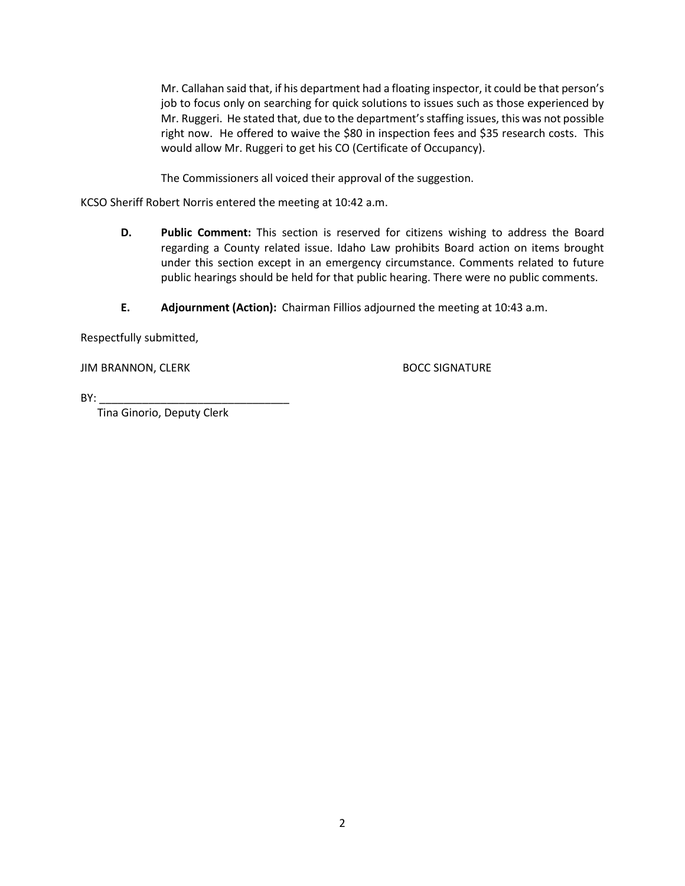Mr. Callahan said that, if his department had a floating inspector, it could be that person's job to focus only on searching for quick solutions to issues such as those experienced by Mr. Ruggeri. He stated that, due to the department's staffing issues, this was not possible right now. He offered to waive the $80 in inspection fees and $35 research costs. This would allow Mr. Ruggeri to get his CO (Certificate of Occupancy).

The Commissioners all voiced their approval of the suggestion.

KCSO Sheriff Robert Norris entered the meeting at 10:42 a.m.

**D. Public Comment:** This section is reserved for citizens wishing to address the Board regarding a County related issue. Idaho Law prohibits Board action on items brought under this section except in an emergency circumstance. Comments related to future public hearings should be held for that public hearing. There were no public comments.

**E. Adjournment (Action):** Chairman Fillios adjourned the meeting at 10:43 a.m.

Respectfully submitted,

JIM BRANNON, CLERK

BOCC SIGNATURE

BY: ______________________________

Tina Ginorio, Deputy Clerk